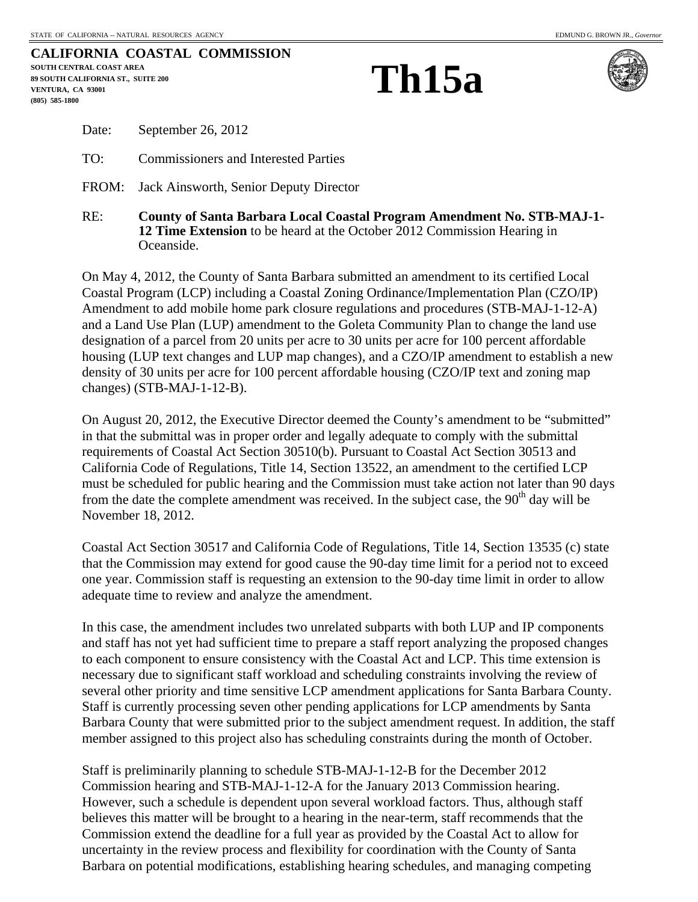STATE OF CALIFORNIA -- NATURAL RESOURCES AGENCY EDMUND G. BROWN JR., *Governor*

**CALIFORNIA COASTAL COMMISSION**
**SOUTH CENTRAL COAST AREA**
**89 SOUTH CALIFORNIA ST., SUITE 200**
**VENTURA, CA 93001**
**(805) 585-1800**

# Th15a

Date: September 26, 2012

TO: Commissioners and Interested Parties

FROM: Jack Ainsworth, Senior Deputy Director

RE: **County of Santa Barbara Local Coastal Program Amendment No. STB-MAJ-1-12 Time Extension** to be heard at the October 2012 Commission Hearing in Oceanside.

On May 4, 2012, the County of Santa Barbara submitted an amendment to its certified Local Coastal Program (LCP) including a Coastal Zoning Ordinance/Implementation Plan (CZO/IP) Amendment to add mobile home park closure regulations and procedures (STB-MAJ-1-12-A) and a Land Use Plan (LUP) amendment to the Goleta Community Plan to change the land use designation of a parcel from 20 units per acre to 30 units per acre for 100 percent affordable housing (LUP text changes and LUP map changes), and a CZO/IP amendment to establish a new density of 30 units per acre for 100 percent affordable housing (CZO/IP text and zoning map changes) (STB-MAJ-1-12-B).

On August 20, 2012, the Executive Director deemed the County's amendment to be "submitted" in that the submittal was in proper order and legally adequate to comply with the submittal requirements of Coastal Act Section 30510(b). Pursuant to Coastal Act Section 30513 and California Code of Regulations, Title 14, Section 13522, an amendment to the certified LCP must be scheduled for public hearing and the Commission must take action not later than 90 days from the date the complete amendment was received. In the subject case, the 90th day will be November 18, 2012.

Coastal Act Section 30517 and California Code of Regulations, Title 14, Section 13535 (c) state that the Commission may extend for good cause the 90-day time limit for a period not to exceed one year. Commission staff is requesting an extension to the 90-day time limit in order to allow adequate time to review and analyze the amendment.

In this case, the amendment includes two unrelated subparts with both LUP and IP components and staff has not yet had sufficient time to prepare a staff report analyzing the proposed changes to each component to ensure consistency with the Coastal Act and LCP. This time extension is necessary due to significant staff workload and scheduling constraints involving the review of several other priority and time sensitive LCP amendment applications for Santa Barbara County. Staff is currently processing seven other pending applications for LCP amendments by Santa Barbara County that were submitted prior to the subject amendment request. In addition, the staff member assigned to this project also has scheduling constraints during the month of October.

Staff is preliminarily planning to schedule STB-MAJ-1-12-B for the December 2012 Commission hearing and STB-MAJ-1-12-A for the January 2013 Commission hearing. However, such a schedule is dependent upon several workload factors. Thus, although staff believes this matter will be brought to a hearing in the near-term, staff recommends that the Commission extend the deadline for a full year as provided by the Coastal Act to allow for uncertainty in the review process and flexibility for coordination with the County of Santa Barbara on potential modifications, establishing hearing schedules, and managing competing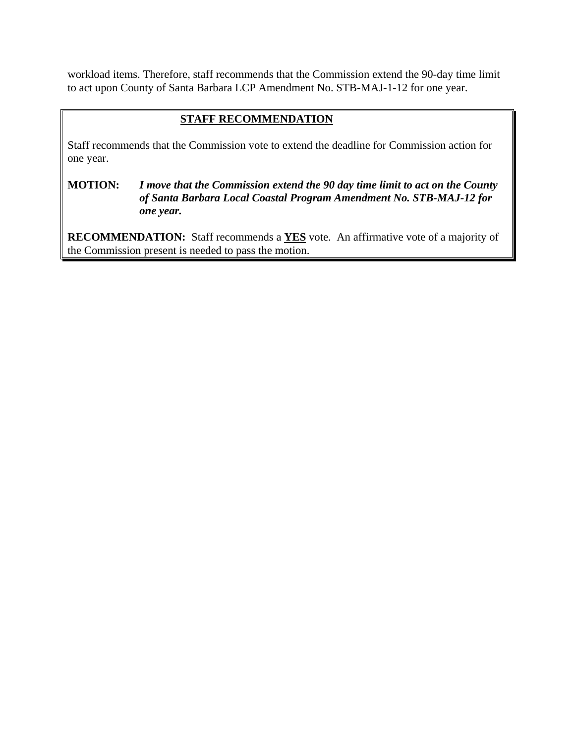workload items. Therefore, staff recommends that the Commission extend the 90-day time limit to act upon County of Santa Barbara LCP Amendment No. STB-MAJ-1-12 for one year.

## STAFF RECOMMENDATION

Staff recommends that the Commission vote to extend the deadline for Commission action for one year.

**MOTION:** ***I move that the Commission extend the 90 day time limit to act on the County of Santa Barbara Local Coastal Program Amendment No. STB-MAJ-12 for one year.***

**RECOMMENDATION:** Staff recommends a **YES** vote. An affirmative vote of a majority of the Commission present is needed to pass the motion.